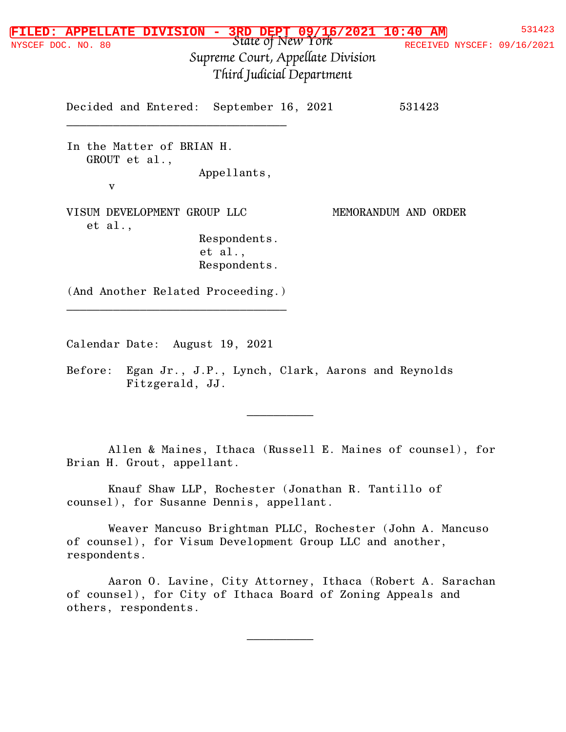FILED: APPELLATE DIVISION - 3RD DEPT 09/16/2021 10:40 AM 531423

NYSCEF DOC. NO. 80 RECEIVED NYSCEF: 09/16/2021

*State of New York*
*Supreme Court, Appellate Division*
*Third Judicial Department*

Decided and Entered: September 16, 2021 531423

---

In the Matter of BRIAN H. GROUT et al.,
Appellants,

v

VISUM DEVELOPMENT GROUP LLC et al.,
Respondents.
et al.,
Respondents.

MEMORANDUM AND ORDER

(And Another Related Proceeding.)

---

Calendar Date: August 19, 2021

Before: Egan Jr., J.P., Lynch, Clark, Aarons and Reynolds Fitzgerald, JJ.

---

Allen & Maines, Ithaca (Russell E. Maines of counsel), for Brian H. Grout, appellant.

Knauf Shaw LLP, Rochester (Jonathan R. Tantillo of counsel), for Susanne Dennis, appellant.

Weaver Mancuso Brightman PLLC, Rochester (John A. Mancuso of counsel), for Visum Development Group LLC and another, respondents.

Aaron O. Lavine, City Attorney, Ithaca (Robert A. Sarachan of counsel), for City of Ithaca Board of Zoning Appeals and others, respondents.

---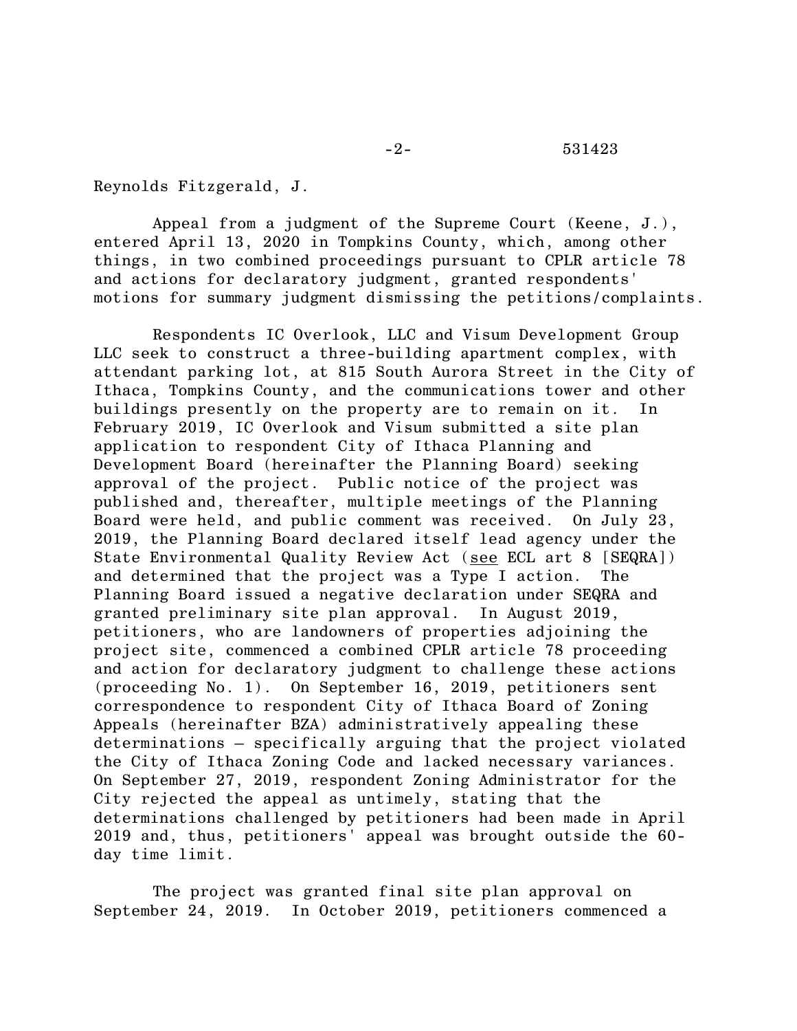Reynolds Fitzgerald, J.

Appeal from a judgment of the Supreme Court (Keene, J.), entered April 13, 2020 in Tompkins County, which, among other things, in two combined proceedings pursuant to CPLR article 78 and actions for declaratory judgment, granted respondents' motions for summary judgment dismissing the petitions/complaints.

Respondents IC Overlook, LLC and Visum Development Group LLC seek to construct a three-building apartment complex, with attendant parking lot, at 815 South Aurora Street in the City of Ithaca, Tompkins County, and the communications tower and other buildings presently on the property are to remain on it. In February 2019, IC Overlook and Visum submitted a site plan application to respondent City of Ithaca Planning and Development Board (hereinafter the Planning Board) seeking approval of the project. Public notice of the project was published and, thereafter, multiple meetings of the Planning Board were held, and public comment was received. On July 23, 2019, the Planning Board declared itself lead agency under the State Environmental Quality Review Act (see ECL art 8 [SEQRA]) and determined that the project was a Type I action. The Planning Board issued a negative declaration under SEQRA and granted preliminary site plan approval. In August 2019, petitioners, who are landowners of properties adjoining the project site, commenced a combined CPLR article 78 proceeding and action for declaratory judgment to challenge these actions (proceeding No. 1). On September 16, 2019, petitioners sent correspondence to respondent City of Ithaca Board of Zoning Appeals (hereinafter BZA) administratively appealing these determinations – specifically arguing that the project violated the City of Ithaca Zoning Code and lacked necessary variances. On September 27, 2019, respondent Zoning Administrator for the City rejected the appeal as untimely, stating that the determinations challenged by petitioners had been made in April 2019 and, thus, petitioners' appeal was brought outside the 60-day time limit.

The project was granted final site plan approval on September 24, 2019. In October 2019, petitioners commenced a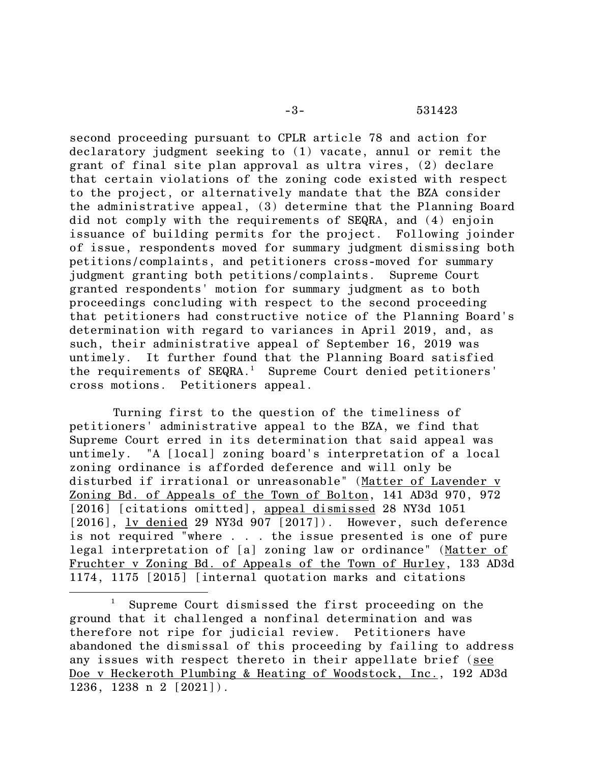second proceeding pursuant to CPLR article 78 and action for declaratory judgment seeking to (1) vacate, annul or remit the grant of final site plan approval as ultra vires, (2) declare that certain violations of the zoning code existed with respect to the project, or alternatively mandate that the BZA consider the administrative appeal, (3) determine that the Planning Board did not comply with the requirements of SEQRA, and (4) enjoin issuance of building permits for the project. Following joinder of issue, respondents moved for summary judgment dismissing both petitions/complaints, and petitioners cross-moved for summary judgment granting both petitions/complaints. Supreme Court granted respondents' motion for summary judgment as to both proceedings concluding with respect to the second proceeding that petitioners had constructive notice of the Planning Board's determination with regard to variances in April 2019, and, as such, their administrative appeal of September 16, 2019 was untimely. It further found that the Planning Board satisfied the requirements of SEQRA.[1] Supreme Court denied petitioners' cross motions. Petitioners appeal.

Turning first to the question of the timeliness of petitioners' administrative appeal to the BZA, we find that Supreme Court erred in its determination that said appeal was untimely. "A [local] zoning board's interpretation of a local zoning ordinance is afforded deference and will only be disturbed if irrational or unreasonable" (Matter of Lavender v Zoning Bd. of Appeals of the Town of Bolton, 141 AD3d 970, 972 [2016] [citations omitted], appeal dismissed 28 NY3d 1051 [2016], lv denied 29 NY3d 907 [2017]). However, such deference is not required "where . . . the issue presented is one of pure legal interpretation of [a] zoning law or ordinance" (Matter of Fruchter v Zoning Bd. of Appeals of the Town of Hurley, 133 AD3d 1174, 1175 [2015] [internal quotation marks and citations

---

[1] Supreme Court dismissed the first proceeding on the ground that it challenged a nonfinal determination and was therefore not ripe for judicial review. Petitioners have abandoned the dismissal of this proceeding by failing to address any issues with respect thereto in their appellate brief (see Doe v Heckeroth Plumbing & Heating of Woodstock, Inc., 192 AD3d 1236, 1238 n 2 [2021]).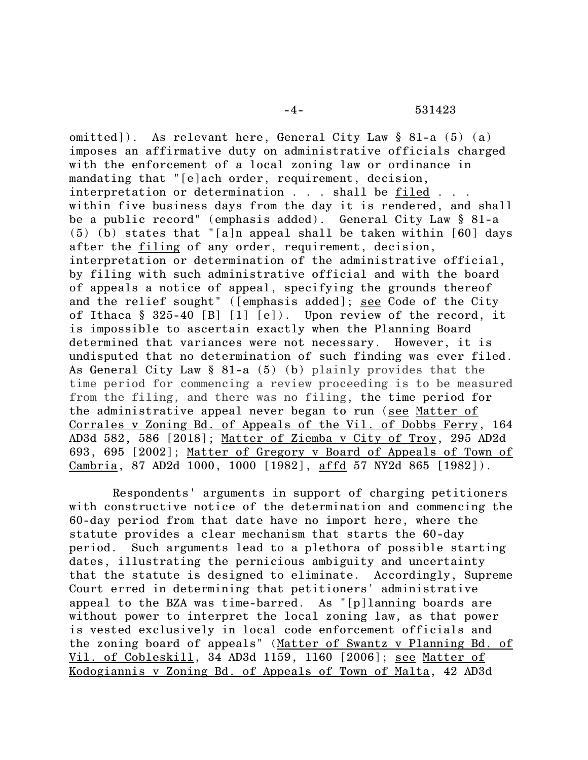omitted]). As relevant here, General City Law § 81-a (5) (a) imposes an affirmative duty on administrative officials charged with the enforcement of a local zoning law or ordinance in mandating that "[e]ach order, requirement, decision, interpretation or determination . . . shall be _filed_ . . . within five business days from the day it is rendered, and shall be a public record" (emphasis added). General City Law § 81-a (5) (b) states that "[a]n appeal shall be taken within [60] days after the _filing_ of any order, requirement, decision, interpretation or determination of the administrative official, by filing with such administrative official and with the board of appeals a notice of appeal, specifying the grounds thereof and the relief sought" ([emphasis added]; _see_ Code of the City of Ithaca § 325-40 [B] [1] [e]). Upon review of the record, it is impossible to ascertain exactly when the Planning Board determined that variances were not necessary. However, it is undisputed that no determination of such finding was ever filed. As General City Law § 81-a (5) (b) plainly provides that the time period for commencing a review proceeding is to be measured from the filing, and there was no filing, the time period for the administrative appeal never began to run (_see_ _Matter of Corrales v Zoning Bd. of Appeals of the Vil. of Dobbs Ferry_, 164 AD3d 582, 586 [2018]; _Matter of Ziemba v City of Troy_, 295 AD2d 693, 695 [2002]; _Matter of Gregory v Board of Appeals of Town of Cambria_, 87 AD2d 1000, 1000 [1982], _affd_ 57 NY2d 865 [1982]).

Respondents' arguments in support of charging petitioners with constructive notice of the determination and commencing the 60-day period from that date have no import here, where the statute provides a clear mechanism that starts the 60-day period. Such arguments lead to a plethora of possible starting dates, illustrating the pernicious ambiguity and uncertainty that the statute is designed to eliminate. Accordingly, Supreme Court erred in determining that petitioners' administrative appeal to the BZA was time-barred. As "[p]lanning boards are without power to interpret the local zoning law, as that power is vested exclusively in local code enforcement officials and the zoning board of appeals" (_Matter of Swantz v Planning Bd. of Vil. of Cobleskill_, 34 AD3d 1159, 1160 [2006]; _see_ _Matter of Kodogiannis v Zoning Bd. of Appeals of Town of Malta_, 42 AD3d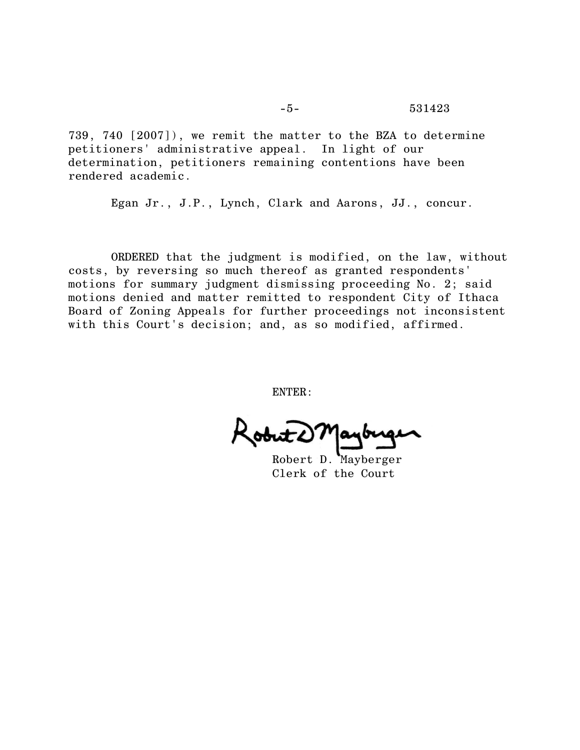739, 740 [2007]), we remit the matter to the BZA to determine petitioners' administrative appeal. In light of our determination, petitioners remaining contentions have been rendered academic.

Egan Jr., J.P., Lynch, Clark and Aarons, JJ., concur.

ORDERED that the judgment is modified, on the law, without costs, by reversing so much thereof as granted respondents' motions for summary judgment dismissing proceeding No. 2; said motions denied and matter remitted to respondent City of Ithaca Board of Zoning Appeals for further proceedings not inconsistent with this Court's decision; and, as so modified, affirmed.

ENTER:

Robert D. Mayberger
Clerk of the Court